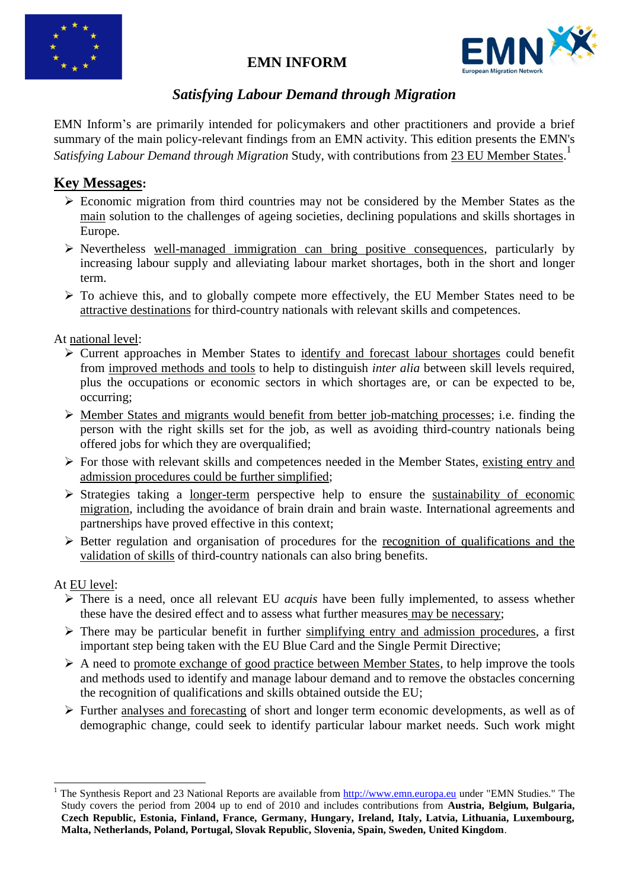# EMN INFORM

## *Satisfying Labour Demand through Migration*

EMN Inform's are primarily intended for policymakers and other practitioners and provide a brief summary of the main policy-relevant findings from an EMN activity. This edition presents the EMN's *Satisfying Labour Demand through Migration* Study, with contributions from 23 EU Member States.[1]

## Key Messages:

- Economic migration from third countries may not be considered by the Member States as the main solution to the challenges of ageing societies, declining populations and skills shortages in Europe.
- Nevertheless well-managed immigration can bring positive consequences, particularly by increasing labour supply and alleviating labour market shortages, both in the short and longer term.
- To achieve this, and to globally compete more effectively, the EU Member States need to be attractive destinations for third-country nationals with relevant skills and competences.

At national level:

- Current approaches in Member States to identify and forecast labour shortages could benefit from improved methods and tools to help to distinguish *inter alia* between skill levels required, plus the occupations or economic sectors in which shortages are, or can be expected to be, occurring;
- Member States and migrants would benefit from better job-matching processes; i.e. finding the person with the right skills set for the job, as well as avoiding third-country nationals being offered jobs for which they are overqualified;
- For those with relevant skills and competences needed in the Member States, existing entry and admission procedures could be further simplified;
- Strategies taking a longer-term perspective help to ensure the sustainability of economic migration, including the avoidance of brain drain and brain waste. International agreements and partnerships have proved effective in this context;
- Better regulation and organisation of procedures for the recognition of qualifications and the validation of skills of third-country nationals can also bring benefits.

At EU level:

- There is a need, once all relevant EU *acquis* have been fully implemented, to assess whether these have the desired effect and to assess what further measures may be necessary;
- There may be particular benefit in further simplifying entry and admission procedures, a first important step being taken with the EU Blue Card and the Single Permit Directive;
- A need to promote exchange of good practice between Member States, to help improve the tools and methods used to identify and manage labour demand and to remove the obstacles concerning the recognition of qualifications and skills obtained outside the EU;
- Further analyses and forecasting of short and longer term economic developments, as well as of demographic change, could seek to identify particular labour market needs. Such work might

---

[1] The Synthesis Report and 23 National Reports are available from http://www.emn.europa.eu under "EMN Studies." The Study covers the period from 2004 up to end of 2010 and includes contributions from **Austria, Belgium, Bulgaria, Czech Republic, Estonia, Finland, France, Germany, Hungary, Ireland, Italy, Latvia, Lithuania, Luxembourg, Malta, Netherlands, Poland, Portugal, Slovak Republic, Slovenia, Spain, Sweden, United Kingdom**.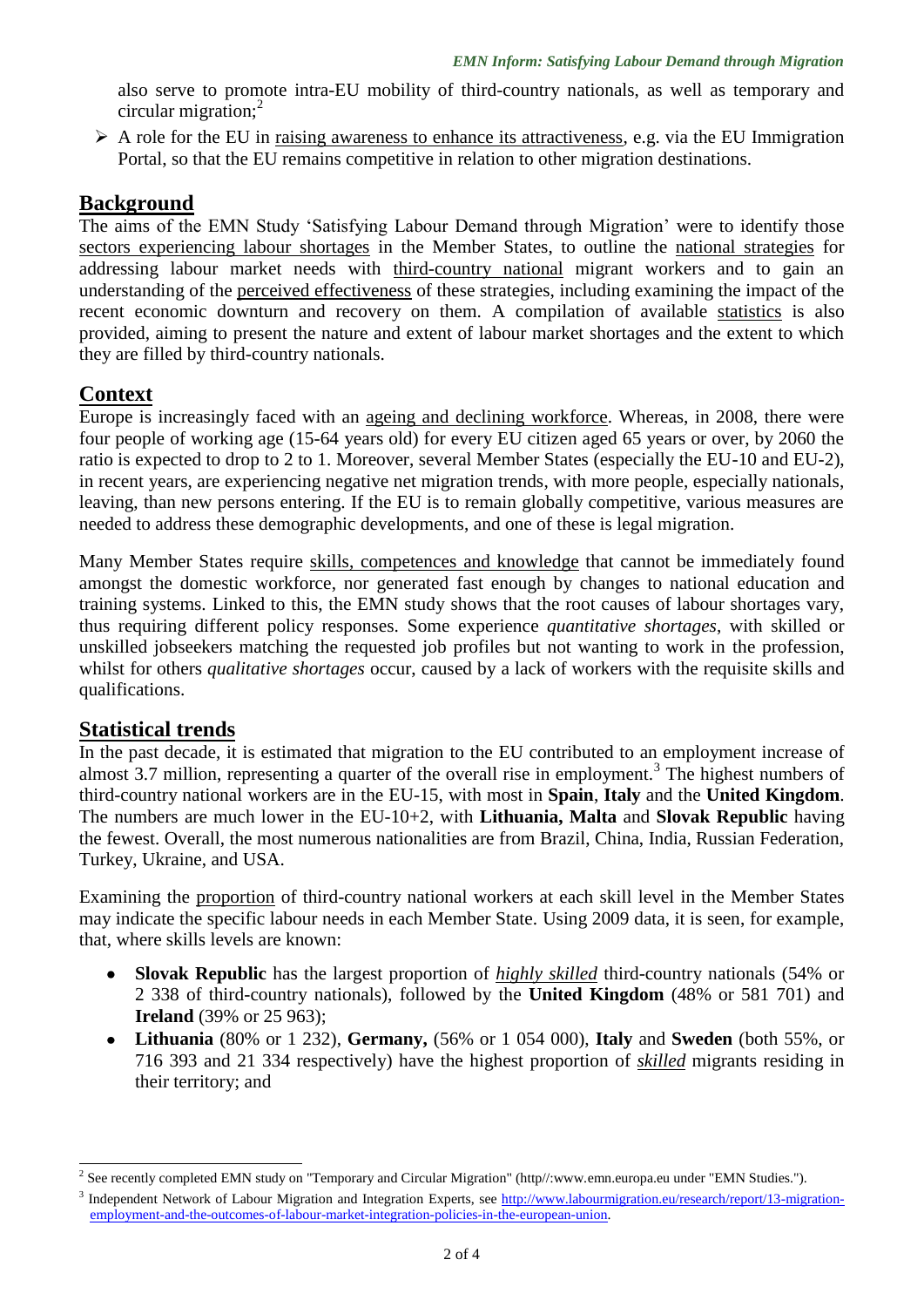also serve to promote intra-EU mobility of third-country nationals, as well as temporary and circular migration;[2]

- A role for the EU in raising awareness to enhance its attractiveness, e.g. via the EU Immigration Portal, so that the EU remains competitive in relation to other migration destinations.

## Background

The aims of the EMN Study 'Satisfying Labour Demand through Migration' were to identify those sectors experiencing labour shortages in the Member States, to outline the national strategies for addressing labour market needs with third-country national migrant workers and to gain an understanding of the perceived effectiveness of these strategies, including examining the impact of the recent economic downturn and recovery on them. A compilation of available statistics is also provided, aiming to present the nature and extent of labour market shortages and the extent to which they are filled by third-country nationals.

## Context

Europe is increasingly faced with an ageing and declining workforce. Whereas, in 2008, there were four people of working age (15-64 years old) for every EU citizen aged 65 years or over, by 2060 the ratio is expected to drop to 2 to 1. Moreover, several Member States (especially the EU-10 and EU-2), in recent years, are experiencing negative net migration trends, with more people, especially nationals, leaving, than new persons entering. If the EU is to remain globally competitive, various measures are needed to address these demographic developments, and one of these is legal migration.

Many Member States require skills, competences and knowledge that cannot be immediately found amongst the domestic workforce, nor generated fast enough by changes to national education and training systems. Linked to this, the EMN study shows that the root causes of labour shortages vary, thus requiring different policy responses. Some experience *quantitative shortages*, with skilled or unskilled jobseekers matching the requested job profiles but not wanting to work in the profession, whilst for others *qualitative shortages* occur, caused by a lack of workers with the requisite skills and qualifications.

## Statistical trends

In the past decade, it is estimated that migration to the EU contributed to an employment increase of almost 3.7 million, representing a quarter of the overall rise in employment.[3] The highest numbers of third-country national workers are in the EU-15, with most in **Spain**, **Italy** and the **United Kingdom**. The numbers are much lower in the EU-10+2, with **Lithuania, Malta** and **Slovak Republic** having the fewest. Overall, the most numerous nationalities are from Brazil, China, India, Russian Federation, Turkey, Ukraine, and USA.

Examining the proportion of third-country national workers at each skill level in the Member States may indicate the specific labour needs in each Member State. Using 2009 data, it is seen, for example, that, where skills levels are known:

- **Slovak Republic** has the largest proportion of ***highly skilled*** third-country nationals (54% or 2 338 of third-country nationals), followed by the **United Kingdom** (48% or 581 701) and **Ireland** (39% or 25 963);
- **Lithuania** (80% or 1 232), **Germany,** (56% or 1 054 000), **Italy** and **Sweden** (both 55%, or 716 393 and 21 334 respectively) have the highest proportion of ***skilled*** migrants residing in their territory; and

---

[2] See recently completed EMN study on "Temporary and Circular Migration" (http//:www.emn.europa.eu under "EMN Studies.").

[3] Independent Network of Labour Migration and Integration Experts, see http://www.labourmigration.eu/research/report/13-migration-employment-and-the-outcomes-of-labour-market-integration-policies-in-the-european-union.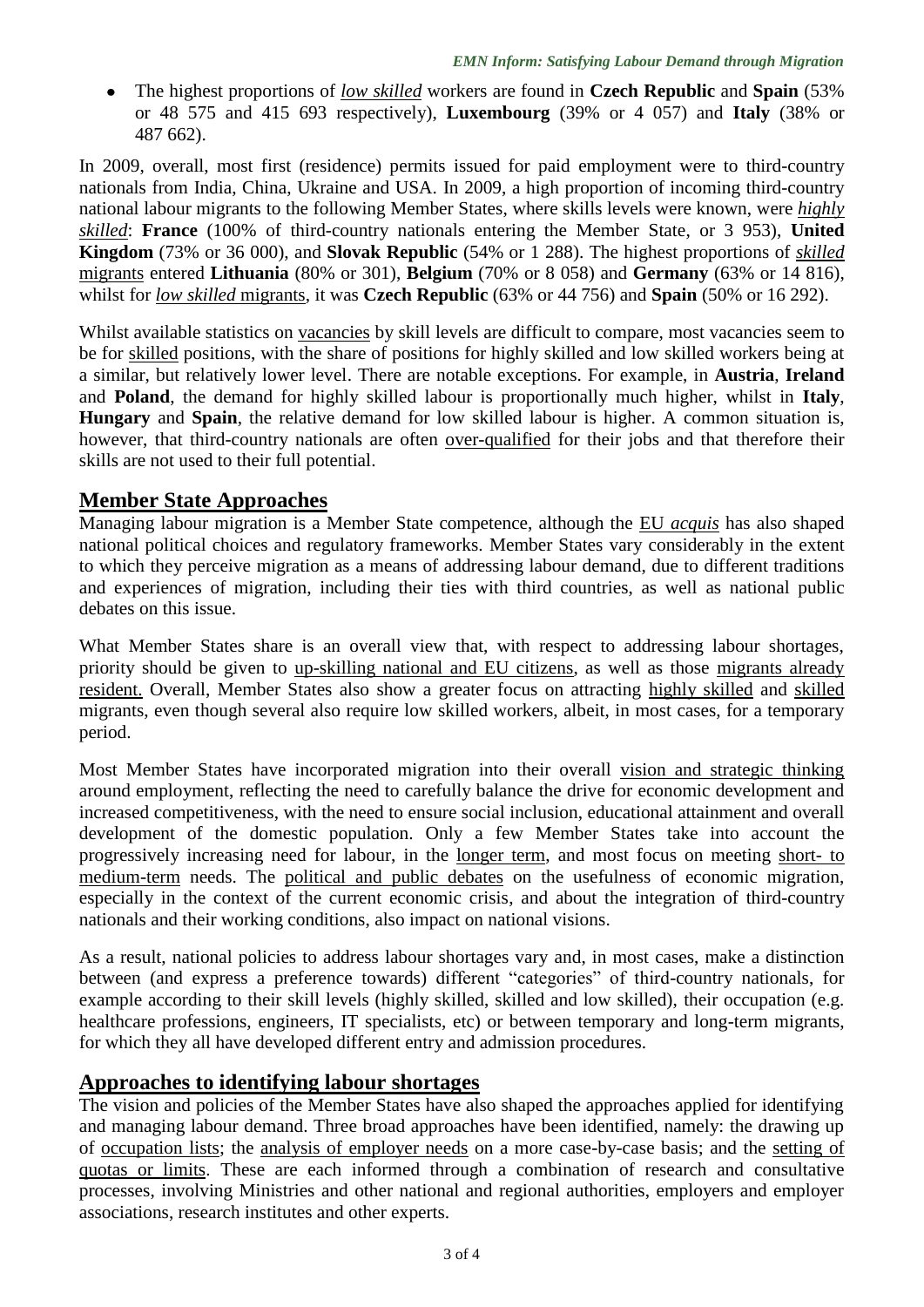- The highest proportions of *low skilled* workers are found in **Czech Republic** and **Spain** (53% or 48 575 and 415 693 respectively), **Luxembourg** (39% or 4 057) and **Italy** (38% or 487 662).

In 2009, overall, most first (residence) permits issued for paid employment were to third-country nationals from India, China, Ukraine and USA. In 2009, a high proportion of incoming third-country national labour migrants to the following Member States, where skills levels were known, were *highly skilled*: **France** (100% of third-country nationals entering the Member State, or 3 953), **United Kingdom** (73% or 36 000), and **Slovak Republic** (54% or 1 288). The highest proportions of *skilled* migrants entered **Lithuania** (80% or 301), **Belgium** (70% or 8 058) and **Germany** (63% or 14 816), whilst for *low skilled* migrants, it was **Czech Republic** (63% or 44 756) and **Spain** (50% or 16 292).

Whilst available statistics on vacancies by skill levels are difficult to compare, most vacancies seem to be for skilled positions, with the share of positions for highly skilled and low skilled workers being at a similar, but relatively lower level. There are notable exceptions. For example, in **Austria**, **Ireland** and **Poland**, the demand for highly skilled labour is proportionally much higher, whilst in **Italy**, **Hungary** and **Spain**, the relative demand for low skilled labour is higher. A common situation is, however, that third-country nationals are often over-qualified for their jobs and that therefore their skills are not used to their full potential.

## Member State Approaches

Managing labour migration is a Member State competence, although the EU *acquis* has also shaped national political choices and regulatory frameworks. Member States vary considerably in the extent to which they perceive migration as a means of addressing labour demand, due to different traditions and experiences of migration, including their ties with third countries, as well as national public debates on this issue.

What Member States share is an overall view that, with respect to addressing labour shortages, priority should be given to up-skilling national and EU citizens, as well as those migrants already resident. Overall, Member States also show a greater focus on attracting highly skilled and skilled migrants, even though several also require low skilled workers, albeit, in most cases, for a temporary period.

Most Member States have incorporated migration into their overall vision and strategic thinking around employment, reflecting the need to carefully balance the drive for economic development and increased competitiveness, with the need to ensure social inclusion, educational attainment and overall development of the domestic population. Only a few Member States take into account the progressively increasing need for labour, in the longer term, and most focus on meeting short- to medium-term needs. The political and public debates on the usefulness of economic migration, especially in the context of the current economic crisis, and about the integration of third-country nationals and their working conditions, also impact on national visions.

As a result, national policies to address labour shortages vary and, in most cases, make a distinction between (and express a preference towards) different "categories" of third-country nationals, for example according to their skill levels (highly skilled, skilled and low skilled), their occupation (e.g. healthcare professions, engineers, IT specialists, etc) or between temporary and long-term migrants, for which they all have developed different entry and admission procedures.

## Approaches to identifying labour shortages

The vision and policies of the Member States have also shaped the approaches applied for identifying and managing labour demand. Three broad approaches have been identified, namely: the drawing up of occupation lists; the analysis of employer needs on a more case-by-case basis; and the setting of quotas or limits. These are each informed through a combination of research and consultative processes, involving Ministries and other national and regional authorities, employers and employer associations, research institutes and other experts.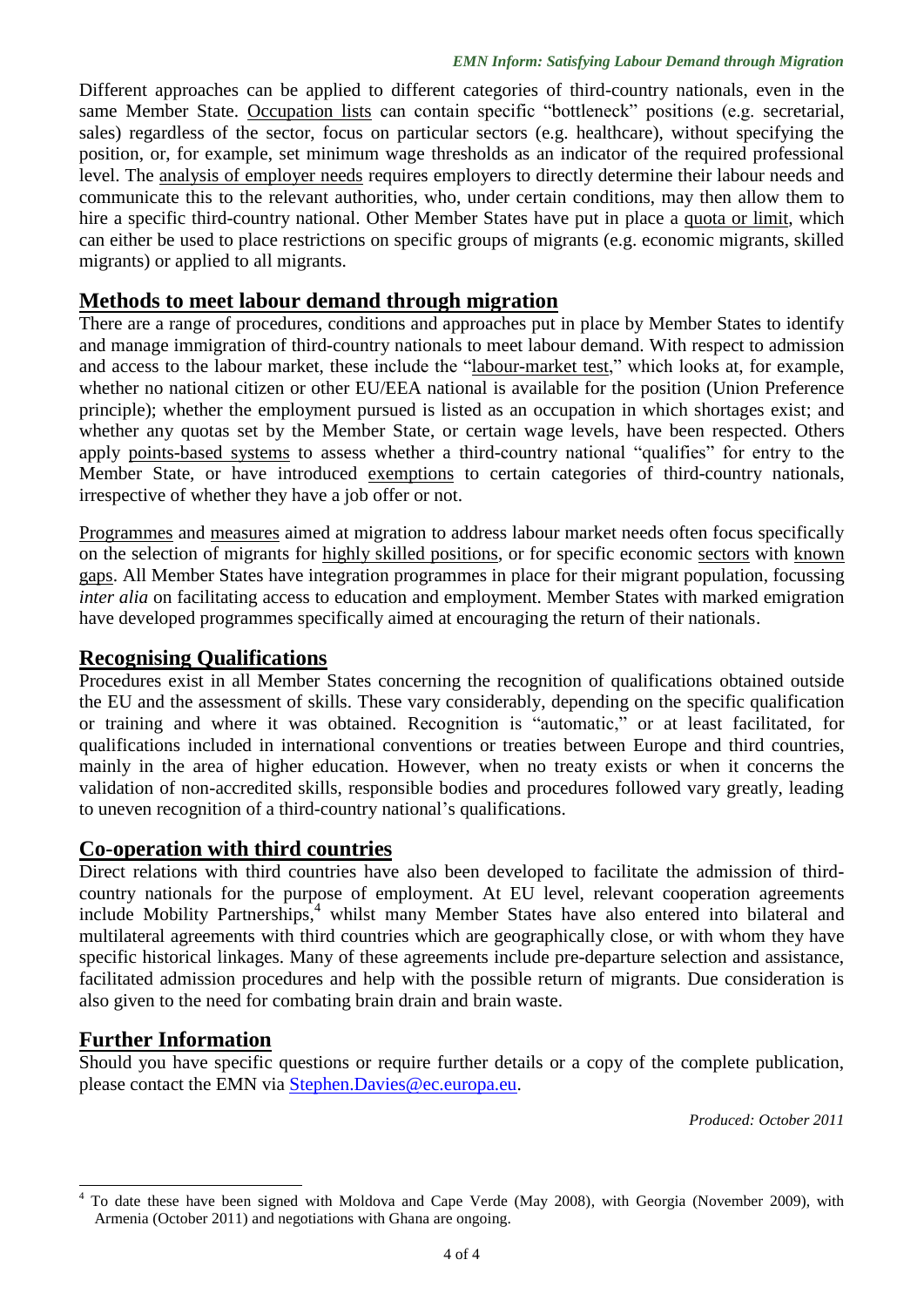Different approaches can be applied to different categories of third-country nationals, even in the same Member State. Occupation lists can contain specific "bottleneck" positions (e.g. secretarial, sales) regardless of the sector, focus on particular sectors (e.g. healthcare), without specifying the position, or, for example, set minimum wage thresholds as an indicator of the required professional level. The analysis of employer needs requires employers to directly determine their labour needs and communicate this to the relevant authorities, who, under certain conditions, may then allow them to hire a specific third-country national. Other Member States have put in place a quota or limit, which can either be used to place restrictions on specific groups of migrants (e.g. economic migrants, skilled migrants) or applied to all migrants.

## Methods to meet labour demand through migration

There are a range of procedures, conditions and approaches put in place by Member States to identify and manage immigration of third-country nationals to meet labour demand. With respect to admission and access to the labour market, these include the "labour-market test," which looks at, for example, whether no national citizen or other EU/EEA national is available for the position (Union Preference principle); whether the employment pursued is listed as an occupation in which shortages exist; and whether any quotas set by the Member State, or certain wage levels, have been respected. Others apply points-based systems to assess whether a third-country national "qualifies" for entry to the Member State, or have introduced exemptions to certain categories of third-country nationals, irrespective of whether they have a job offer or not.

Programmes and measures aimed at migration to address labour market needs often focus specifically on the selection of migrants for highly skilled positions, or for specific economic sectors with known gaps. All Member States have integration programmes in place for their migrant population, focussing *inter alia* on facilitating access to education and employment. Member States with marked emigration have developed programmes specifically aimed at encouraging the return of their nationals.

## Recognising Qualifications

Procedures exist in all Member States concerning the recognition of qualifications obtained outside the EU and the assessment of skills. These vary considerably, depending on the specific qualification or training and where it was obtained. Recognition is "automatic," or at least facilitated, for qualifications included in international conventions or treaties between Europe and third countries, mainly in the area of higher education. However, when no treaty exists or when it concerns the validation of non-accredited skills, responsible bodies and procedures followed vary greatly, leading to uneven recognition of a third-country national's qualifications.

## Co-operation with third countries

Direct relations with third countries have also been developed to facilitate the admission of third-country nationals for the purpose of employment. At EU level, relevant cooperation agreements include Mobility Partnerships,[4] whilst many Member States have also entered into bilateral and multilateral agreements with third countries which are geographically close, or with whom they have specific historical linkages. Many of these agreements include pre-departure selection and assistance, facilitated admission procedures and help with the possible return of migrants. Due consideration is also given to the need for combating brain drain and brain waste.

## Further Information

Should you have specific questions or require further details or a copy of the complete publication, please contact the EMN via Stephen.Davies@ec.europa.eu.

*Produced: October 2011*

---

[4] To date these have been signed with Moldova and Cape Verde (May 2008), with Georgia (November 2009), with Armenia (October 2011) and negotiations with Ghana are ongoing.